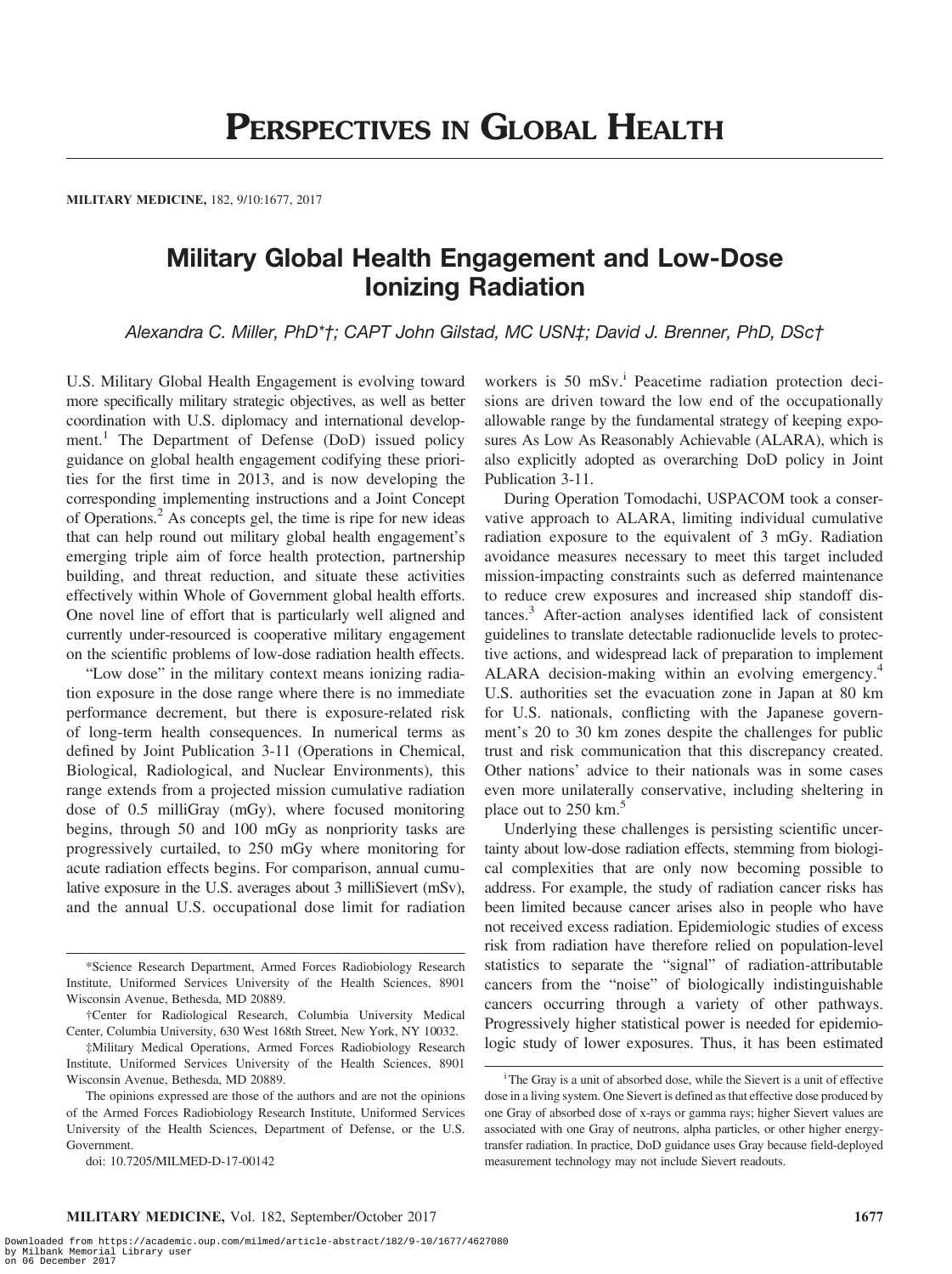# PERSPECTIVES IN GLOBAL HEALTH

## Military Global Health Engagement and Low-Dose Ionizing Radiation

*Alexandra C. Miller, PhD\*†; CAPT John Gilstad, MC USN‡; David J. Brenner, PhD, DSc†*

U.S. Military Global Health Engagement is evolving toward more specifically military strategic objectives, as well as better coordination with U.S. diplomacy and international development.[1] The Department of Defense (DoD) issued policy guidance on global health engagement codifying these priorities for the first time in 2013, and is now developing the corresponding implementing instructions and a Joint Concept of Operations.[2] As concepts gel, the time is ripe for new ideas that can help round out military global health engagement's emerging triple aim of force health protection, partnership building, and threat reduction, and situate these activities effectively within Whole of Government global health efforts. One novel line of effort that is particularly well aligned and currently under-resourced is cooperative military engagement on the scientific problems of low-dose radiation health effects.

"Low dose" in the military context means ionizing radiation exposure in the dose range where there is no immediate performance decrement, but there is exposure-related risk of long-term health consequences. In numerical terms as defined by Joint Publication 3-11 (Operations in Chemical, Biological, Radiological, and Nuclear Environments), this range extends from a projected mission cumulative radiation dose of 0.5 milliGray (mGy), where focused monitoring begins, through 50 and 100 mGy as nonpriority tasks are progressively curtailed, to 250 mGy where monitoring for acute radiation effects begins. For comparison, annual cumulative exposure in the U.S. averages about 3 milliSievert (mSv), and the annual U.S. occupational dose limit for radiation workers is 50 mSv.[i] Peacetime radiation protection decisions are driven toward the low end of the occupationally allowable range by the fundamental strategy of keeping exposures As Low As Reasonably Achievable (ALARA), which is also explicitly adopted as overarching DoD policy in Joint Publication 3-11.

During Operation Tomodachi, USPACOM took a conservative approach to ALARA, limiting individual cumulative radiation exposure to the equivalent of 3 mGy. Radiation avoidance measures necessary to meet this target included mission-impacting constraints such as deferred maintenance to reduce crew exposures and increased ship standoff distances.[3] After-action analyses identified lack of consistent guidelines to translate detectable radionuclide levels to protective actions, and widespread lack of preparation to implement ALARA decision-making within an evolving emergency.[4] U.S. authorities set the evacuation zone in Japan at 80 km for U.S. nationals, conflicting with the Japanese government's 20 to 30 km zones despite the challenges for public trust and risk communication that this discrepancy created. Other nations' advice to their nationals was in some cases even more unilaterally conservative, including sheltering in place out to 250 km.[5]

Underlying these challenges is persisting scientific uncertainty about low-dose radiation effects, stemming from biological complexities that are only now becoming possible to address. For example, the study of radiation cancer risks has been limited because cancer arises also in people who have not received excess radiation. Epidemiologic studies of excess risk from radiation have therefore relied on population-level statistics to separate the "signal" of radiation-attributable cancers from the "noise" of biologically indistinguishable cancers occurring through a variety of other pathways. Progressively higher statistical power is needed for epidemiologic study of lower exposures. Thus, it has been estimated

---

\*Science Research Department, Armed Forces Radiobiology Research Institute, Uniformed Services University of the Health Sciences, 8901 Wisconsin Avenue, Bethesda, MD 20889.

†Center for Radiological Research, Columbia University Medical Center, Columbia University, 630 West 168th Street, New York, NY 10032.

‡Military Medical Operations, Armed Forces Radiobiology Research Institute, Uniformed Services University of the Health Sciences, 8901 Wisconsin Avenue, Bethesda, MD 20889.

The opinions expressed are those of the authors and are not the opinions of the Armed Forces Radiobiology Research Institute, Uniformed Services University of the Health Sciences, Department of Defense, or the U.S. Government.

doi: 10.7205/MILMED-D-17-00142

[i] The Gray is a unit of absorbed dose, while the Sievert is a unit of effective dose in a living system. One Sievert is defined as that effective dose produced by one Gray of absorbed dose of x-rays or gamma rays; higher Sievert values are associated with one Gray of neutrons, alpha particles, or other higher energy-transfer radiation. In practice, DoD guidance uses Gray because field-deployed measurement technology may not include Sievert readouts.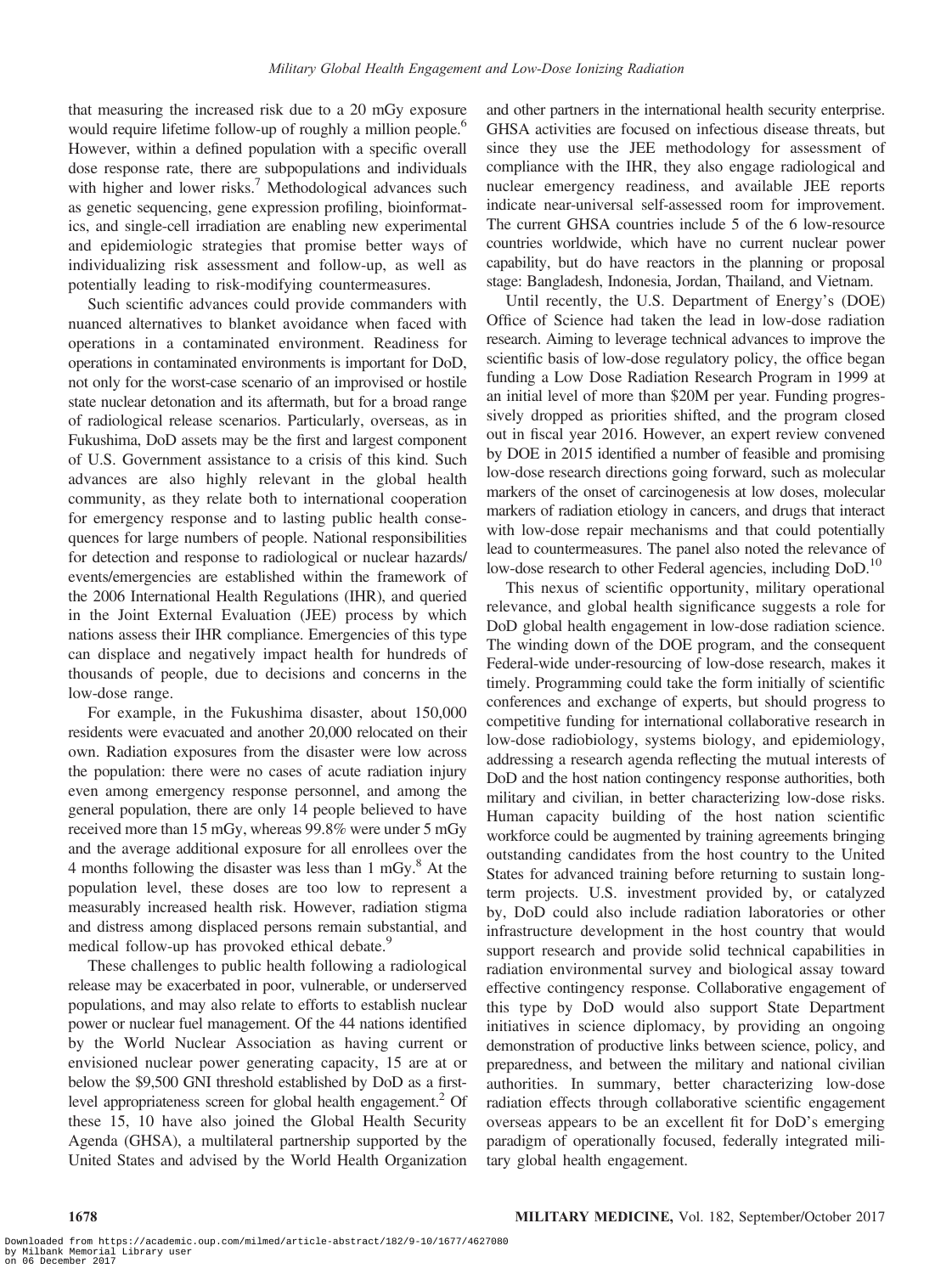that measuring the increased risk due to a 20 mGy exposure would require lifetime follow-up of roughly a million people.[6] However, within a defined population with a specific overall dose response rate, there are subpopulations and individuals with higher and lower risks.[7] Methodological advances such as genetic sequencing, gene expression profiling, bioinformatics, and single-cell irradiation are enabling new experimental and epidemiologic strategies that promise better ways of individualizing risk assessment and follow-up, as well as potentially leading to risk-modifying countermeasures.

Such scientific advances could provide commanders with nuanced alternatives to blanket avoidance when faced with operations in a contaminated environment. Readiness for operations in contaminated environments is important for DoD, not only for the worst-case scenario of an improvised or hostile state nuclear detonation and its aftermath, but for a broad range of radiological release scenarios. Particularly, overseas, as in Fukushima, DoD assets may be the first and largest component of U.S. Government assistance to a crisis of this kind. Such advances are also highly relevant in the global health community, as they relate both to international cooperation for emergency response and to lasting public health consequences for large numbers of people. National responsibilities for detection and response to radiological or nuclear hazards/events/emergencies are established within the framework of the 2006 International Health Regulations (IHR), and queried in the Joint External Evaluation (JEE) process by which nations assess their IHR compliance. Emergencies of this type can displace and negatively impact health for hundreds of thousands of people, due to decisions and concerns in the low-dose range.

For example, in the Fukushima disaster, about 150,000 residents were evacuated and another 20,000 relocated on their own. Radiation exposures from the disaster were low across the population: there were no cases of acute radiation injury even among emergency response personnel, and among the general population, there are only 14 people believed to have received more than 15 mGy, whereas 99.8% were under 5 mGy and the average additional exposure for all enrollees over the 4 months following the disaster was less than 1 mGy.[8] At the population level, these doses are too low to represent a measurably increased health risk. However, radiation stigma and distress among displaced persons remain substantial, and medical follow-up has provoked ethical debate.[9]

These challenges to public health following a radiological release may be exacerbated in poor, vulnerable, or underserved populations, and may also relate to efforts to establish nuclear power or nuclear fuel management. Of the 44 nations identified by the World Nuclear Association as having current or envisioned nuclear power generating capacity, 15 are at or below the $9,500 GNI threshold established by DoD as a first-level appropriateness screen for global health engagement.[2] Of these 15, 10 have also joined the Global Health Security Agenda (GHSA), a multilateral partnership supported by the United States and advised by the World Health Organization and other partners in the international health security enterprise. GHSA activities are focused on infectious disease threats, but since they use the JEE methodology for assessment of compliance with the IHR, they also engage radiological and nuclear emergency readiness, and available JEE reports indicate near-universal self-assessed room for improvement. The current GHSA countries include 5 of the 6 low-resource countries worldwide, which have no current nuclear power capability, but do have reactors in the planning or proposal stage: Bangladesh, Indonesia, Jordan, Thailand, and Vietnam.

Until recently, the U.S. Department of Energy's (DOE) Office of Science had taken the lead in low-dose radiation research. Aiming to leverage technical advances to improve the scientific basis of low-dose regulatory policy, the office began funding a Low Dose Radiation Research Program in 1999 at an initial level of more than $20M per year. Funding progressively dropped as priorities shifted, and the program closed out in fiscal year 2016. However, an expert review convened by DOE in 2015 identified a number of feasible and promising low-dose research directions going forward, such as molecular markers of the onset of carcinogenesis at low doses, molecular markers of radiation etiology in cancers, and drugs that interact with low-dose repair mechanisms and that could potentially lead to countermeasures. The panel also noted the relevance of low-dose research to other Federal agencies, including DoD.[10]

This nexus of scientific opportunity, military operational relevance, and global health significance suggests a role for DoD global health engagement in low-dose radiation science. The winding down of the DOE program, and the consequent Federal-wide under-resourcing of low-dose research, makes it timely. Programming could take the form initially of scientific conferences and exchange of experts, but should progress to competitive funding for international collaborative research in low-dose radiobiology, systems biology, and epidemiology, addressing a research agenda reflecting the mutual interests of DoD and the host nation contingency response authorities, both military and civilian, in better characterizing low-dose risks. Human capacity building of the host nation scientific workforce could be augmented by training agreements bringing outstanding candidates from the host country to the United States for advanced training before returning to sustain long-term projects. U.S. investment provided by, or catalyzed by, DoD could also include radiation laboratories or other infrastructure development in the host country that would support research and provide solid technical capabilities in radiation environmental survey and biological assay toward effective contingency response. Collaborative engagement of this type by DoD would also support State Department initiatives in science diplomacy, by providing an ongoing demonstration of productive links between science, policy, and preparedness, and between the military and national civilian authorities. In summary, better characterizing low-dose radiation effects through collaborative scientific engagement overseas appears to be an excellent fit for DoD's emerging paradigm of operationally focused, federally integrated military global health engagement.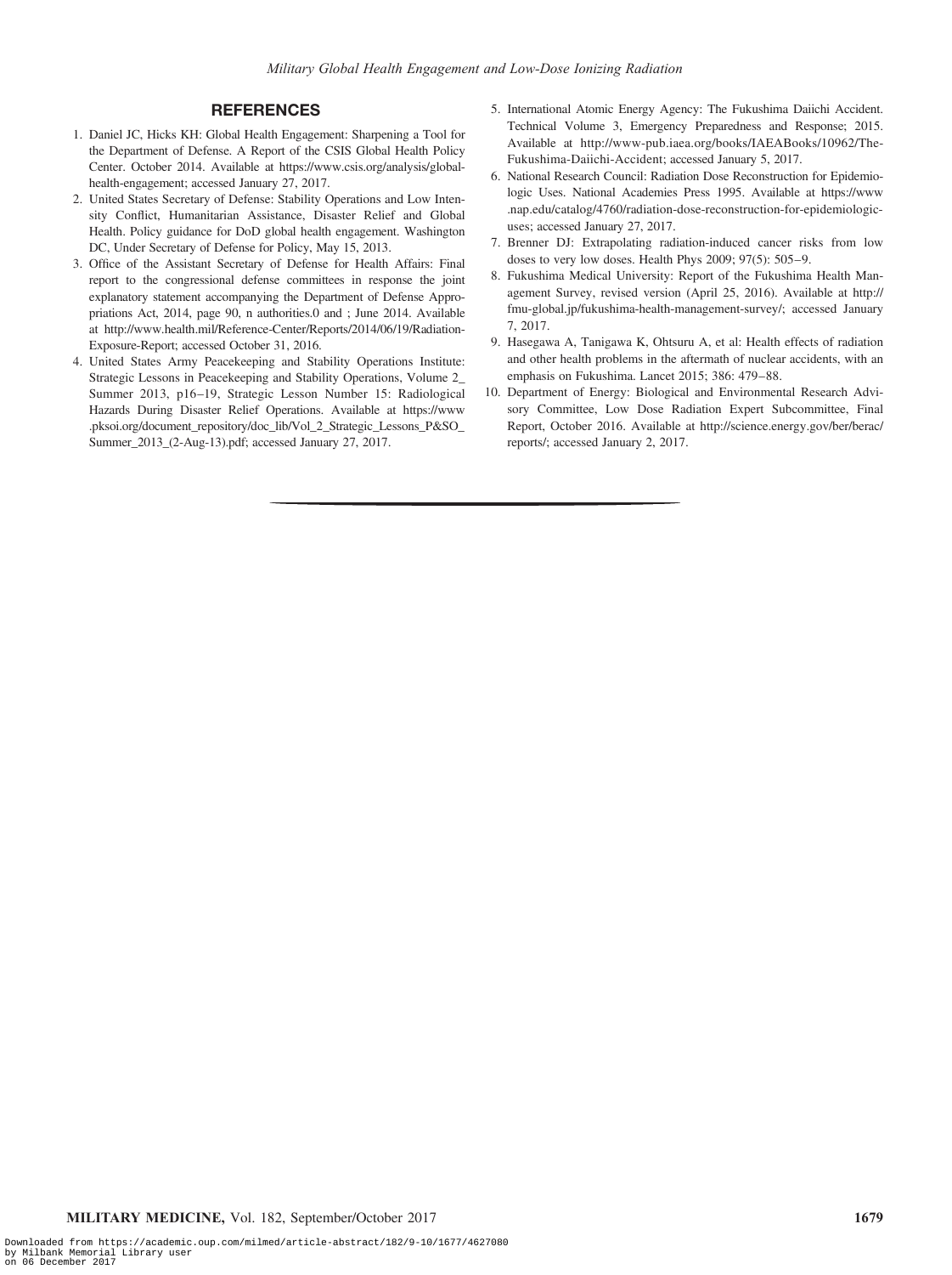## REFERENCES

1. Daniel JC, Hicks KH: Global Health Engagement: Sharpening a Tool for the Department of Defense. A Report of the CSIS Global Health Policy Center. October 2014. Available at https://www.csis.org/analysis/global-health-engagement; accessed January 27, 2017.
2. United States Secretary of Defense: Stability Operations and Low Intensity Conflict, Humanitarian Assistance, Disaster Relief and Global Health. Policy guidance for DoD global health engagement. Washington DC, Under Secretary of Defense for Policy, May 15, 2013.
3. Office of the Assistant Secretary of Defense for Health Affairs: Final report to the congressional defense committees in response the joint explanatory statement accompanying the Department of Defense Appropriations Act, 2014, page 90, n authorities.0 and ; June 2014. Available at http://www.health.mil/Reference-Center/Reports/2014/06/19/Radiation-Exposure-Report; accessed October 31, 2016.
4. United States Army Peacekeeping and Stability Operations Institute: Strategic Lessons in Peacekeeping and Stability Operations, Volume 2_ Summer 2013, p16–19, Strategic Lesson Number 15: Radiological Hazards During Disaster Relief Operations. Available at https://www.pksoi.org/document_repository/doc_lib/Vol_2_Strategic_Lessons_P&SO_Summer_2013_(2-Aug-13).pdf; accessed January 27, 2017.
5. International Atomic Energy Agency: The Fukushima Daiichi Accident. Technical Volume 3, Emergency Preparedness and Response; 2015. Available at http://www-pub.iaea.org/books/IAEABooks/10962/The-Fukushima-Daiichi-Accident; accessed January 5, 2017.
6. National Research Council: Radiation Dose Reconstruction for Epidemiologic Uses. National Academies Press 1995. Available at https://www.nap.edu/catalog/4760/radiation-dose-reconstruction-for-epidemiologic-uses; accessed January 27, 2017.
7. Brenner DJ: Extrapolating radiation-induced cancer risks from low doses to very low doses. Health Phys 2009; 97(5): 505–9.
8. Fukushima Medical University: Report of the Fukushima Health Management Survey, revised version (April 25, 2016). Available at http://fmu-global.jp/fukushima-health-management-survey/; accessed January 7, 2017.
9. Hasegawa A, Tanigawa K, Ohtsuru A, et al: Health effects of radiation and other health problems in the aftermath of nuclear accidents, with an emphasis on Fukushima. Lancet 2015; 386: 479–88.
10. Department of Energy: Biological and Environmental Research Advisory Committee, Low Dose Radiation Expert Subcommittee, Final Report, October 2016. Available at http://science.energy.gov/ber/berac/reports/; accessed January 2, 2017.